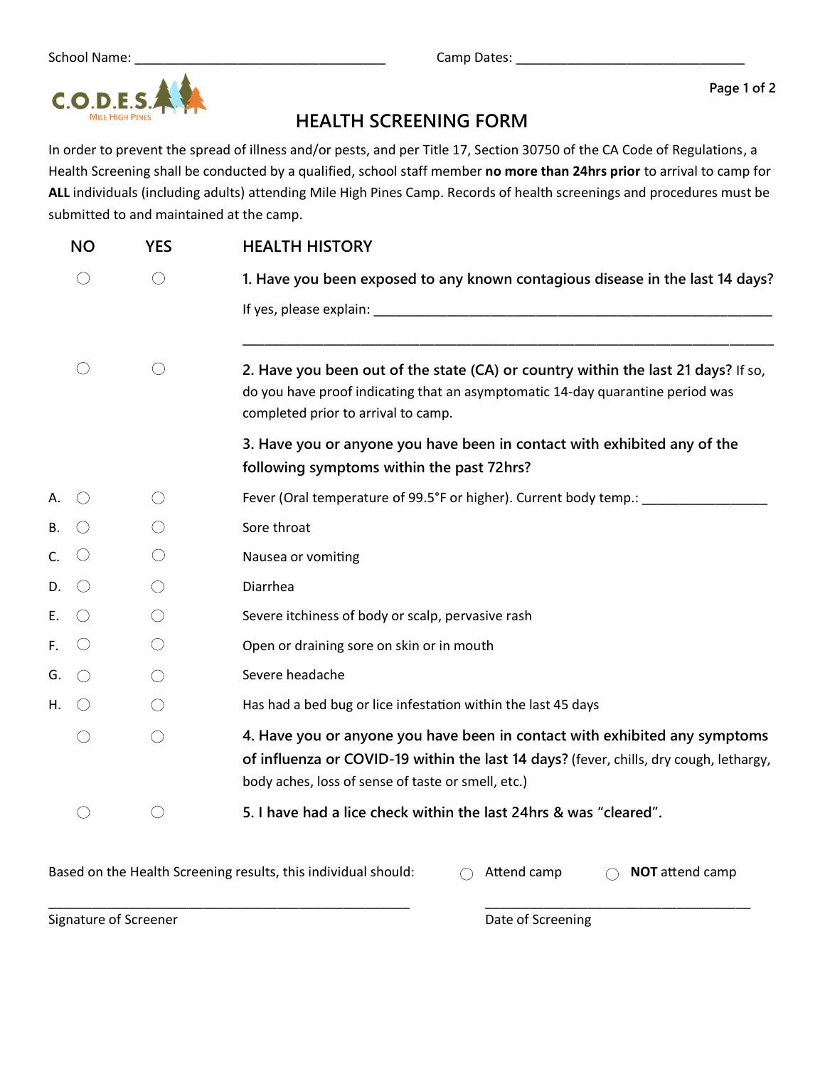School Name: ___________________________________ Camp Dates: ________________________________

C.O.D.E.S. MILE HIGH PINES

# HEALTH SCREENING FORM

In order to prevent the spread of illness and/or pests, and per Title 17, Section 30750 of the CA Code of Regulations, a Health Screening shall be conducted by a qualified, school staff member **no more than 24hrs prior** to arrival to camp for **ALL** individuals (including adults) attending Mile High Pines Camp. Records of health screenings and procedures must be submitted to and maintained at the camp.

| | NO | YES | HEALTH HISTORY |
|---|---|---|---|
| | ○ | ○ | **1. Have you been exposed to any known contagious disease in the last 14 days?** If yes, please explain: ______________________________________________ |
| | ○ | ○ | **2. Have you been out of the state (CA) or country within the last 21 days?** If so, do you have proof indicating that an asymptomatic 14-day quarantine period was completed prior to arrival to camp. |
| | | | **3. Have you or anyone you have been in contact with exhibited any of the following symptoms within the past 72hrs?** |
| A. | ○ | ○ | Fever (Oral temperature of 99.5°F or higher). Current body temp.: ________________ |
| B. | ○ | ○ | Sore throat |
| C. | ○ | ○ | Nausea or vomiting |
| D. | ○ | ○ | Diarrhea |
| E. | ○ | ○ | Severe itchiness of body or scalp, pervasive rash |
| F. | ○ | ○ | Open or draining sore on skin or in mouth |
| G. | ○ | ○ | Severe headache |
| H. | ○ | ○ | Has had a bed bug or lice infestation within the last 45 days |
| | ○ | ○ | **4. Have you or anyone you have been in contact with exhibited any symptoms of influenza or COVID-19 within the last 14 days?** (fever, chills, dry cough, lethargy, body aches, loss of sense of taste or smell, etc.) |
| | ○ | ○ | **5. I have had a lice check within the last 24hrs & was "cleared".** |

Based on the Health Screening results, this individual should: ○ Attend camp ○ **NOT** attend camp

_____________________________________________________ _______________________________________

Signature of Screener Date of Screening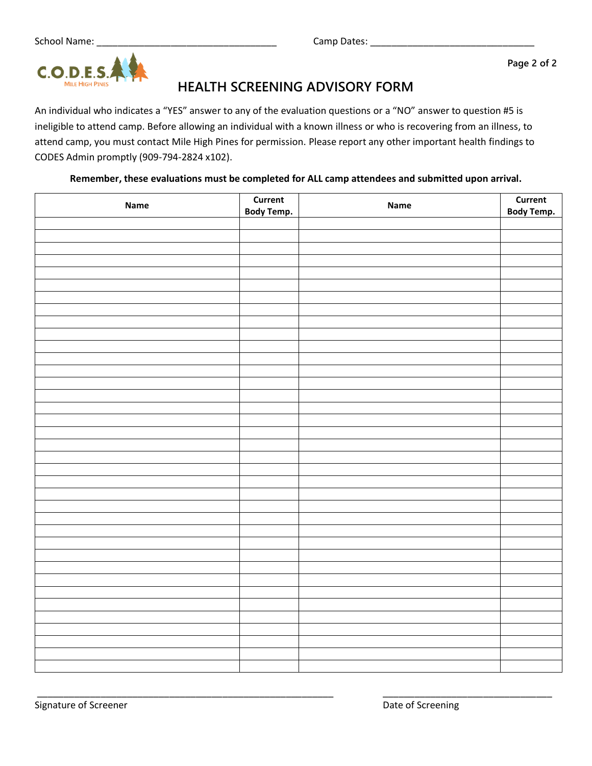School Name: ___________________________________ Camp Dates: _______________________________

C.O.D.E.S. MILE HIGH PINES

# HEALTH SCREENING ADVISORY FORM

An individual who indicates a "YES" answer to any of the evaluation questions or a "NO" answer to question #5 is ineligible to attend camp. Before allowing an individual with a known illness or who is recovering from an illness, to attend camp, you must contact Mile High Pines for permission. Please report any other important health findings to CODES Admin promptly (909-794-2824 x102).

**Remember, these evaluations must be completed for ALL camp attendees and submitted upon arrival.**

| Name | Current Body Temp. | Name | Current Body Temp. |
|---|---|---|---|
| | | | |
| | | | |
| | | | |
| | | | |
| | | | |
| | | | |
| | | | |
| | | | |
| | | | |
| | | | |
| | | | |
| | | | |
| | | | |
| | | | |
| | | | |
| | | | |
| | | | |
| | | | |
| | | | |
| | | | |
| | | | |
| | | | |
| | | | |
| | | | |
| | | | |
| | | | |
| | | | |
| | | | |
| | | | |
| | | | |
| | | | |
| | | | |
| | | | |
| | | | |
| | | | |
| | | | |
| | | | |

_____________________________________________ _____________________________

Signature of Screener Date of Screening